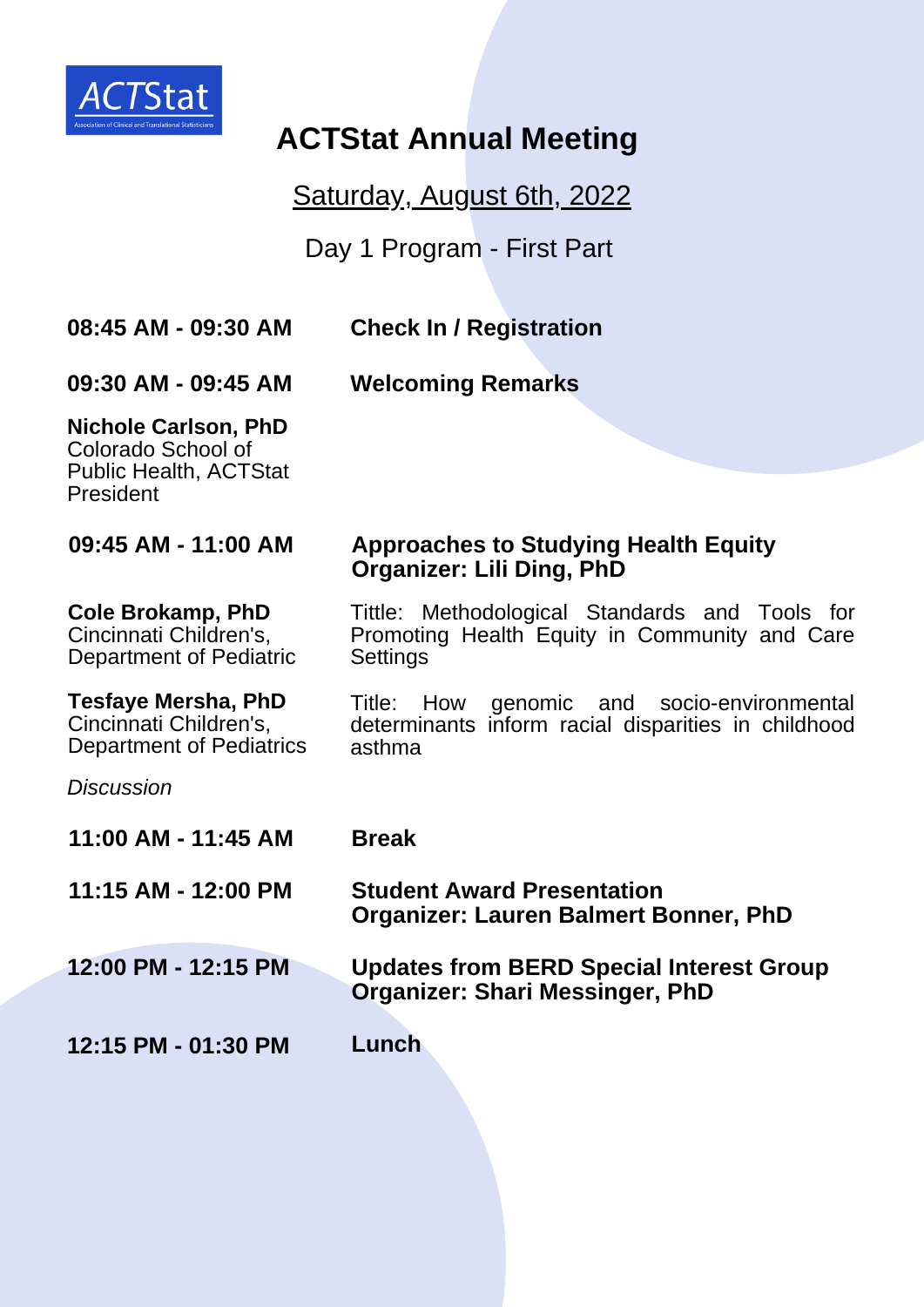ACTStat
Association of Clinical and Translational Statisticians

# ACTStat Annual Meeting

Saturday, August 6th, 2022

Day 1 Program - First Part

**08:45 AM - 09:30 AM** **Check In / Registration**

**09:30 AM - 09:45 AM** **Welcoming Remarks**

**Nichole Carlson, PhD**
Colorado School of Public Health, ACTStat President

**09:45 AM - 11:00 AM** **Approaches to Studying Health Equity**
**Organizer: Lili Ding, PhD**

**Cole Brokamp, PhD**
Cincinnati Children's, Department of Pediatric

Tiltle: Methodological Standards and Tools for Promoting Health Equity in Community and Care Settings

**Tesfaye Mersha, PhD**
Cincinnati Children's, Department of Pediatrics

Title: How genomic and socio-environmental determinants inform racial disparities in childhood asthma

*Discussion*

**11:00 AM - 11:45 AM** **Break**

**11:15 AM - 12:00 PM** **Student Award Presentation**
**Organizer: Lauren Balmert Bonner, PhD**

**12:00 PM - 12:15 PM** **Updates from BERD Special Interest Group**
**Organizer: Shari Messinger, PhD**

**12:15 PM - 01:30 PM** **Lunch**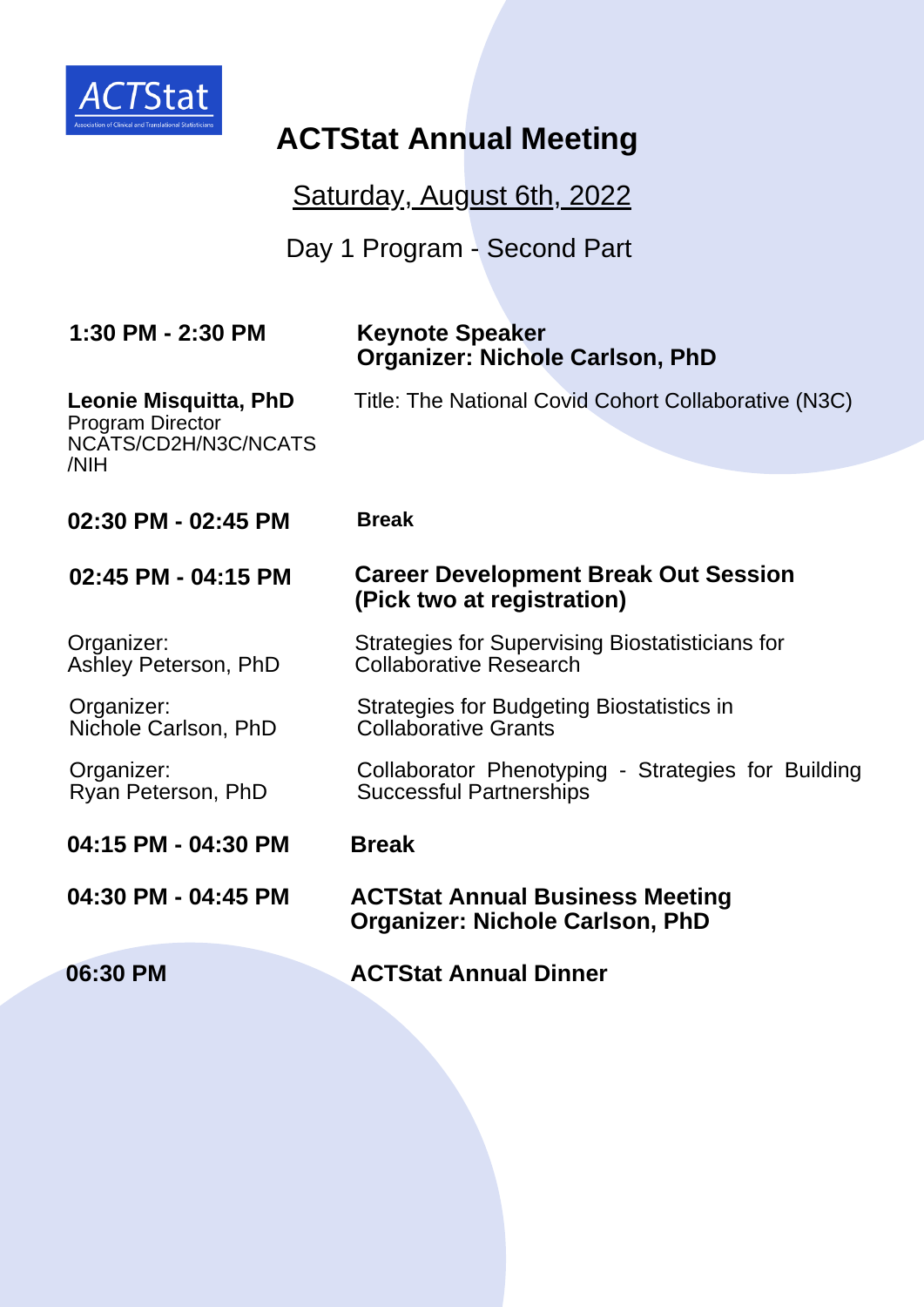ACTStat

Association of Clinical and Translational Statisticians

# ACTStat Annual Meeting

Saturday, August 6th, 2022

Day 1 Program - Second Part

| | |
|---|---|
| **1:30 PM - 2:30 PM** | **Keynote Speaker**<br>**Organizer: Nichole Carlson, PhD** |
| **Leonie Misquitta, PhD**<br>Program Director<br>NCATS/CD2H/N3C/NCATS/NIH | Title: The National Covid Cohort Collaborative (N3C) |
| **02:30 PM - 02:45 PM** | **Break** |
| **02:45 PM - 04:15 PM** | **Career Development Break Out Session (Pick two at registration)** |
| Organizer:<br>Ashley Peterson, PhD | Strategies for Supervising Biostatisticians for Collaborative Research |
| Organizer:<br>Nichole Carlson, PhD | Strategies for Budgeting Biostatistics in Collaborative Grants |
| Organizer:<br>Ryan Peterson, PhD | Collaborator Phenotyping - Strategies for Building Successful Partnerships |
| **04:15 PM - 04:30 PM** | **Break** |
| **04:30 PM - 04:45 PM** | **ACTStat Annual Business Meeting**<br>**Organizer: Nichole Carlson, PhD** |
| **06:30 PM** | **ACTStat Annual Dinner** |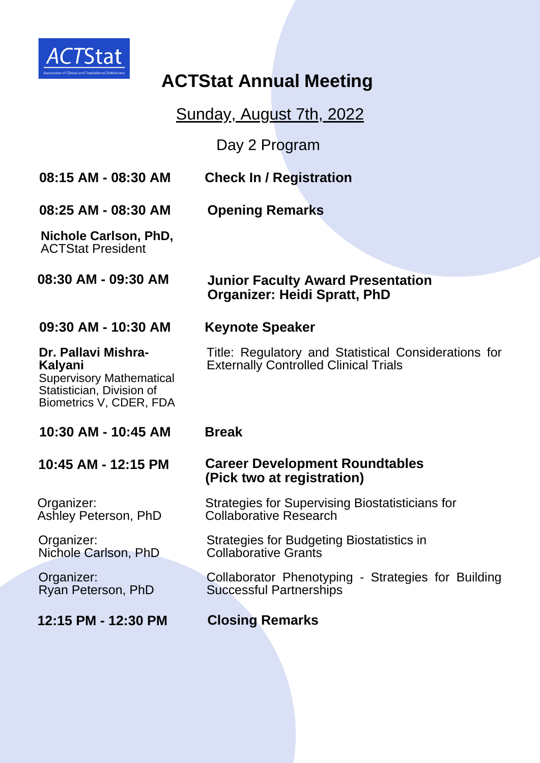ACTStat
Association of Clinical and Translational Statisticians

# ACTStat Annual Meeting

Sunday, August 7th, 2022

Day 2 Program

| | |
|---|---|
| **08:15 AM - 08:30 AM** | **Check In / Registration** |
| **08:25 AM - 08:30 AM** | **Opening Remarks** |
| **Nichole Carlson, PhD,** ACTStat President | |
| **08:30 AM - 09:30 AM** | **Junior Faculty Award Presentation** **Organizer: Heidi Spratt, PhD** |
| **09:30 AM - 10:30 AM** | **Keynote Speaker** |
| **Dr. Pallavi Mishra-Kalyani** Supervisory Mathematical Statistician, Division of Biometrics V, CDER, FDA | Title: Regulatory and Statistical Considerations for Externally Controlled Clinical Trials |
| **10:30 AM - 10:45 AM** | **Break** |
| **10:45 AM - 12:15 PM** | **Career Development Roundtables (Pick two at registration)** |
| Organizer: Ashley Peterson, PhD | Strategies for Supervising Biostatisticians for Collaborative Research |
| Organizer: Nichole Carlson, PhD | Strategies for Budgeting Biostatistics in Collaborative Grants |
| Organizer: Ryan Peterson, PhD | Collaborator Phenotyping - Strategies for Building Successful Partnerships |
| **12:15 PM - 12:30 PM** | **Closing Remarks** |